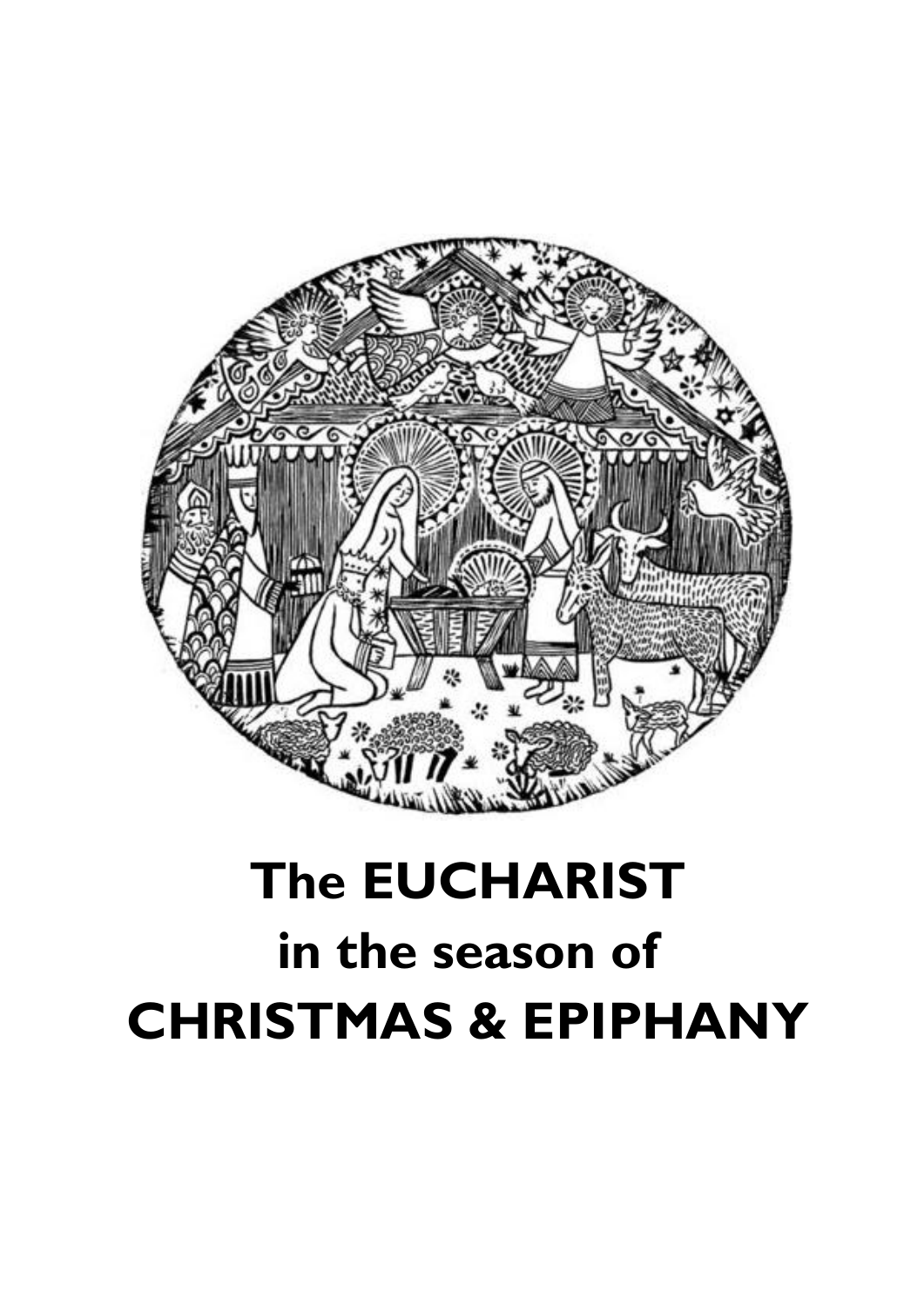# The EUCHARIST in the season of CHRISTMAS & EPIPHANY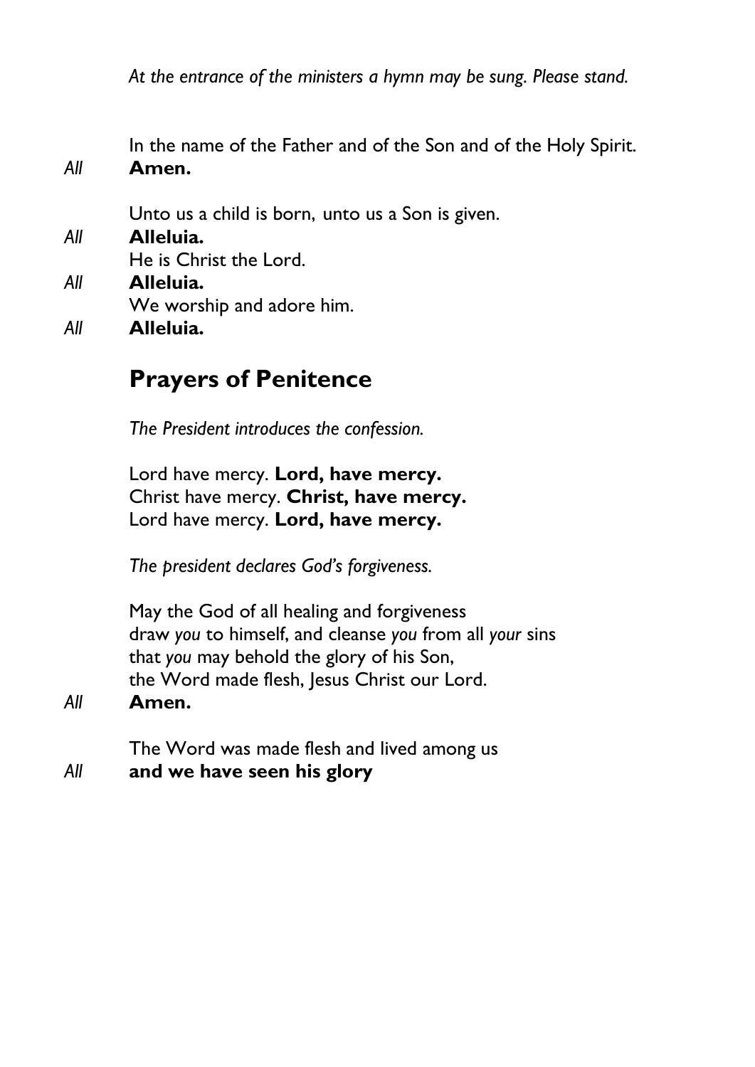*At the entrance of the ministers a hymn may be sung. Please stand.*

In the name of the Father and of the Son and of the Holy Spirit.
*All* **Amen.**

Unto us a child is born, unto us a Son is given.
*All* **Alleluia.**
He is Christ the Lord.
*All* **Alleluia.**
We worship and adore him.
*All* **Alleluia.**

## Prayers of Penitence

*The President introduces the confession.*

Lord have mercy. **Lord, have mercy.**
Christ have mercy. **Christ, have mercy.**
Lord have mercy. **Lord, have mercy.**

*The president declares God's forgiveness.*

May the God of all healing and forgiveness
draw *you* to himself, and cleanse *you* from all *your* sins
that *you* may behold the glory of his Son,
the Word made flesh, Jesus Christ our Lord.
*All* **Amen.**

The Word was made flesh and lived among us
*All* **and we have seen his glory**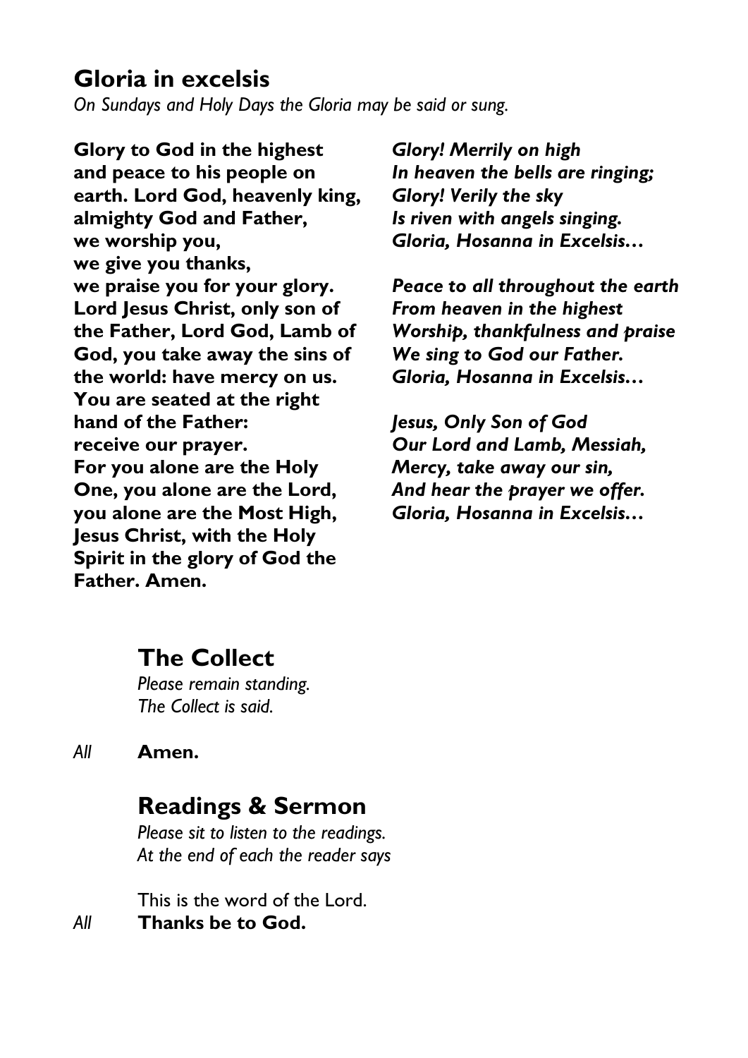## Gloria in excelsis

*On Sundays and Holy Days the Gloria may be said or sung.*

**Glory to God in the highest and peace to his people on earth. Lord God, heavenly king, almighty God and Father, we worship you, we give you thanks, we praise you for your glory. Lord Jesus Christ, only son of the Father, Lord God, Lamb of God, you take away the sins of the world: have mercy on us. You are seated at the right hand of the Father: receive our prayer. For you alone are the Holy One, you alone are the Lord, you alone are the Most High, Jesus Christ, with the Holy Spirit in the glory of God the Father. Amen.**

***Glory! Merrily on high***  
***In heaven the bells are ringing;***  
***Glory! Verily the sky***  
***Is riven with angels singing.***  
***Gloria, Hosanna in Excelsis…***

***Peace to all throughout the earth***  
***From heaven in the highest***  
***Worship, thankfulness and praise***  
***We sing to God our Father.***  
***Gloria, Hosanna in Excelsis…***

***Jesus, Only Son of God***  
***Our Lord and Lamb, Messiah,***  
***Mercy, take away our sin,***  
***And hear the prayer we offer.***  
***Gloria, Hosanna in Excelsis…***

## The Collect

*Please remain standing.*  
*The Collect is said.*

*All* **Amen.**

## Readings & Sermon

*Please sit to listen to the readings.*  
*At the end of each the reader says*

This is the word of the Lord.  
*All* **Thanks be to God.**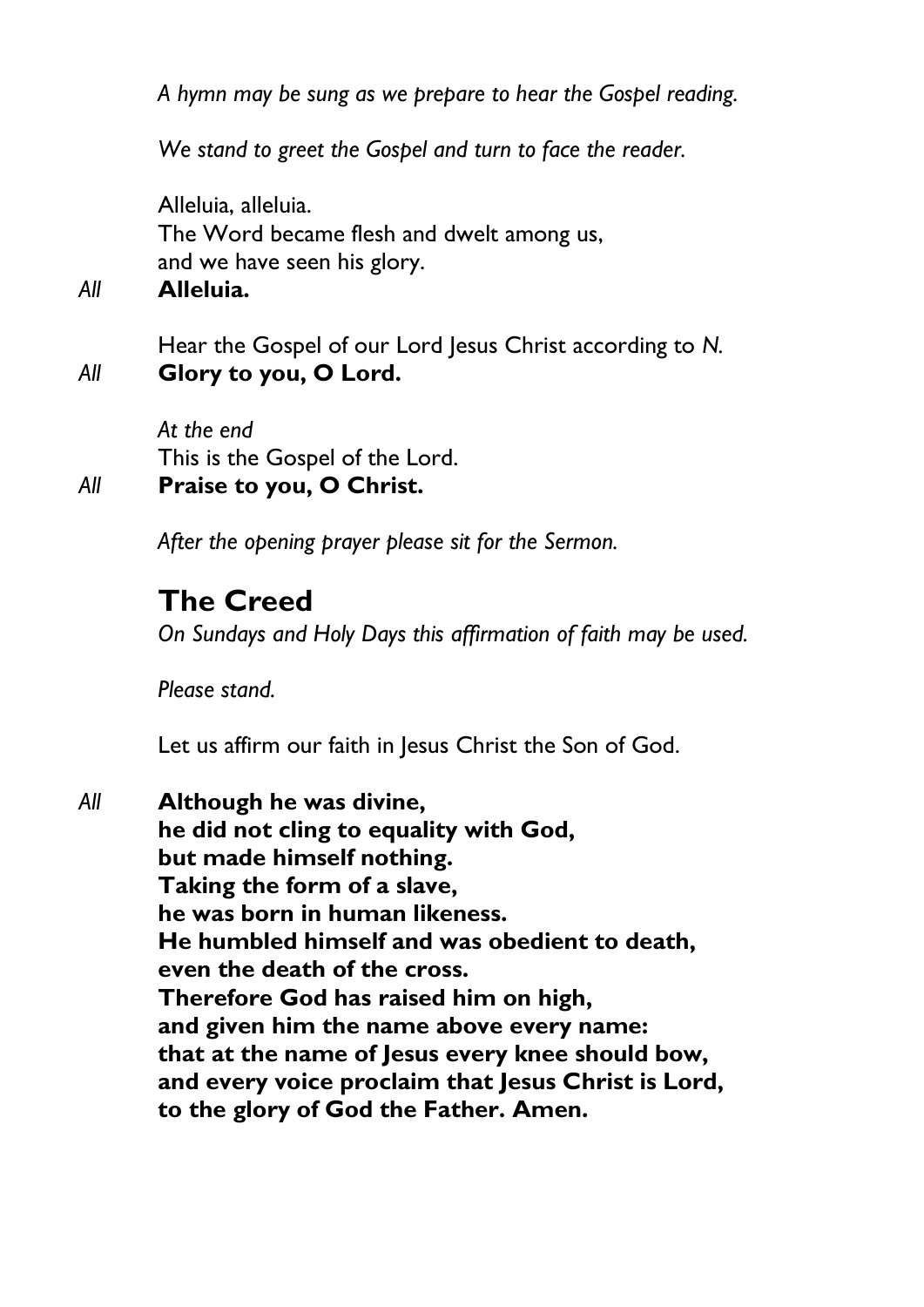*A hymn may be sung as we prepare to hear the Gospel reading.*

*We stand to greet the Gospel and turn to face the reader.*

Alleluia, alleluia.
The Word became flesh and dwelt among us,
and we have seen his glory.

*All* **Alleluia.**

Hear the Gospel of our Lord Jesus Christ according to *N.*

*All* **Glory to you, O Lord.**

*At the end*
This is the Gospel of the Lord.

*All* **Praise to you, O Christ.**

*After the opening prayer please sit for the Sermon.*

## The Creed

*On Sundays and Holy Days this affirmation of faith may be used.*

*Please stand.*

Let us affirm our faith in Jesus Christ the Son of God.

*All* **Although he was divine,**
**he did not cling to equality with God,**
**but made himself nothing.**
**Taking the form of a slave,**
**he was born in human likeness.**
**He humbled himself and was obedient to death,**
**even the death of the cross.**
**Therefore God has raised him on high,**
**and given him the name above every name:**
**that at the name of Jesus every knee should bow,**
**and every voice proclaim that Jesus Christ is Lord,**
**to the glory of God the Father. Amen.**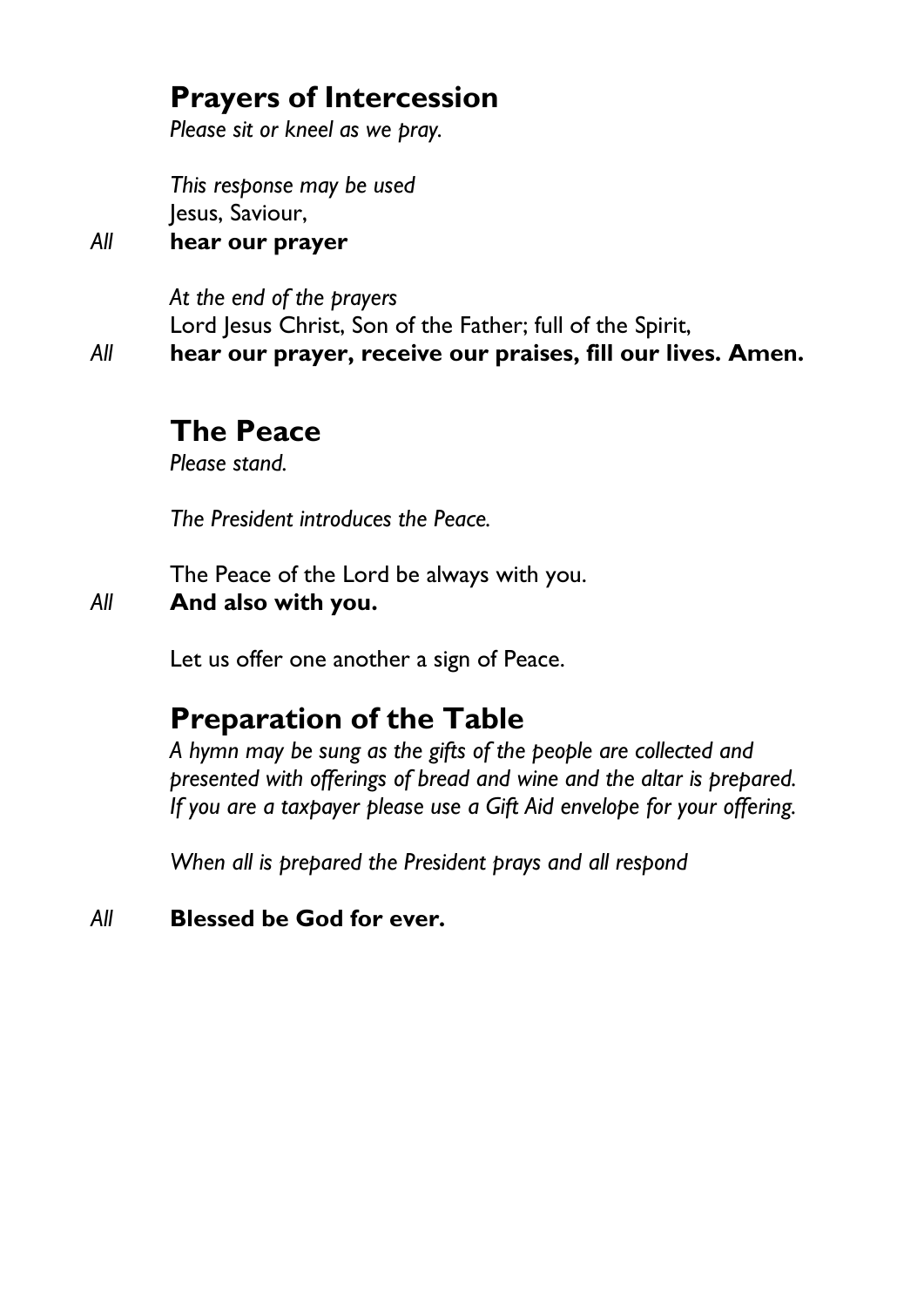## Prayers of Intercession

*Please sit or kneel as we pray.*

*This response may be used*

Jesus, Saviour,

*All* **hear our prayer**

*At the end of the prayers*

Lord Jesus Christ, Son of the Father; full of the Spirit,

*All* **hear our prayer, receive our praises, fill our lives. Amen.**

## The Peace

*Please stand.*

*The President introduces the Peace.*

The Peace of the Lord be always with you.

*All* **And also with you.**

Let us offer one another a sign of Peace.

## Preparation of the Table

*A hymn may be sung as the gifts of the people are collected and presented with offerings of bread and wine and the altar is prepared. If you are a taxpayer please use a Gift Aid envelope for your offering.*

*When all is prepared the President prays and all respond*

*All* **Blessed be God for ever.**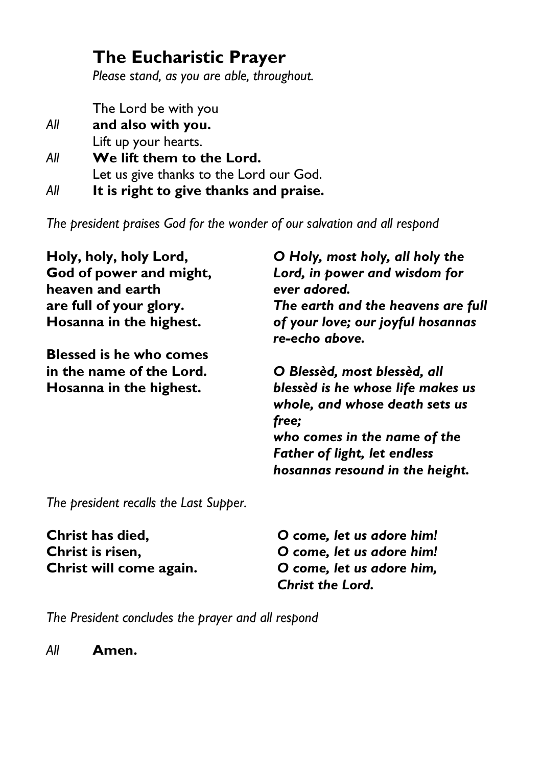## The Eucharistic Prayer

*Please stand, as you are able, throughout.*

The Lord be with you
*All* **and also with you.**
Lift up your hearts.
*All* **We lift them to the Lord.**
Let us give thanks to the Lord our God.
*All* **It is right to give thanks and praise.**

*The president praises God for the wonder of our salvation and all respond*

**Holy, holy, holy Lord,
God of power and might,
heaven and earth
are full of your glory.
Hosanna in the highest.**

**Blessed is he who comes
in the name of the Lord.
Hosanna in the highest.**

***O Holy, most holy, all holy the Lord, in power and wisdom for ever adored.
The earth and the heavens are full of your love; our joyful hosannas re-echo above.***

***O Blessèd, most blessèd, all blessèd is he whose life makes us whole, and whose death sets us free;
who comes in the name of the Father of light, let endless hosannas resound in the height.***

*The president recalls the Last Supper.*

**Christ has died,
Christ is risen,
Christ will come again.**

***O come, let us adore him!
O come, let us adore him!
O come, let us adore him,
Christ the Lord.***

*The President concludes the prayer and all respond*

*All* **Amen.**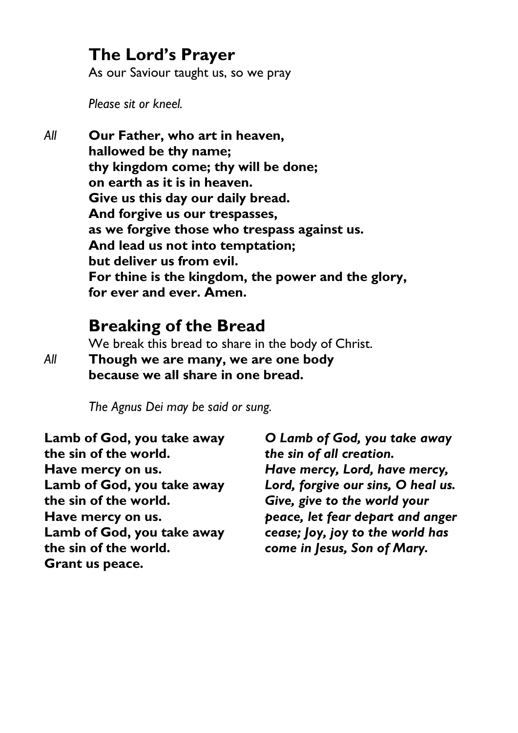## The Lord's Prayer

As our Saviour taught us, so we pray

*Please sit or kneel.*

*All* **Our Father, who art in heaven,**
**hallowed be thy name;**
**thy kingdom come; thy will be done;**
**on earth as it is in heaven.**
**Give us this day our daily bread.**
**And forgive us our trespasses,**
**as we forgive those who trespass against us.**
**And lead us not into temptation;**
**but deliver us from evil.**
**For thine is the kingdom, the power and the glory,**
**for ever and ever. Amen.**

## Breaking of the Bread

We break this bread to share in the body of Christ.

*All* **Though we are many, we are one body**
**because we all share in one bread.**

*The Agnus Dei may be said or sung.*

**Lamb of God, you take away**
**the sin of the world.**
**Have mercy on us.**
**Lamb of God, you take away**
**the sin of the world.**
**Have mercy on us.**
**Lamb of God, you take away**
**the sin of the world.**
**Grant us peace.**

***O Lamb of God, you take away***
***the sin of all creation.***
***Have mercy, Lord, have mercy,***
***Lord, forgive our sins, O heal us.***
***Give, give to the world your***
***peace, let fear depart and anger***
***cease; Joy, joy to the world has***
***come in Jesus, Son of Mary.***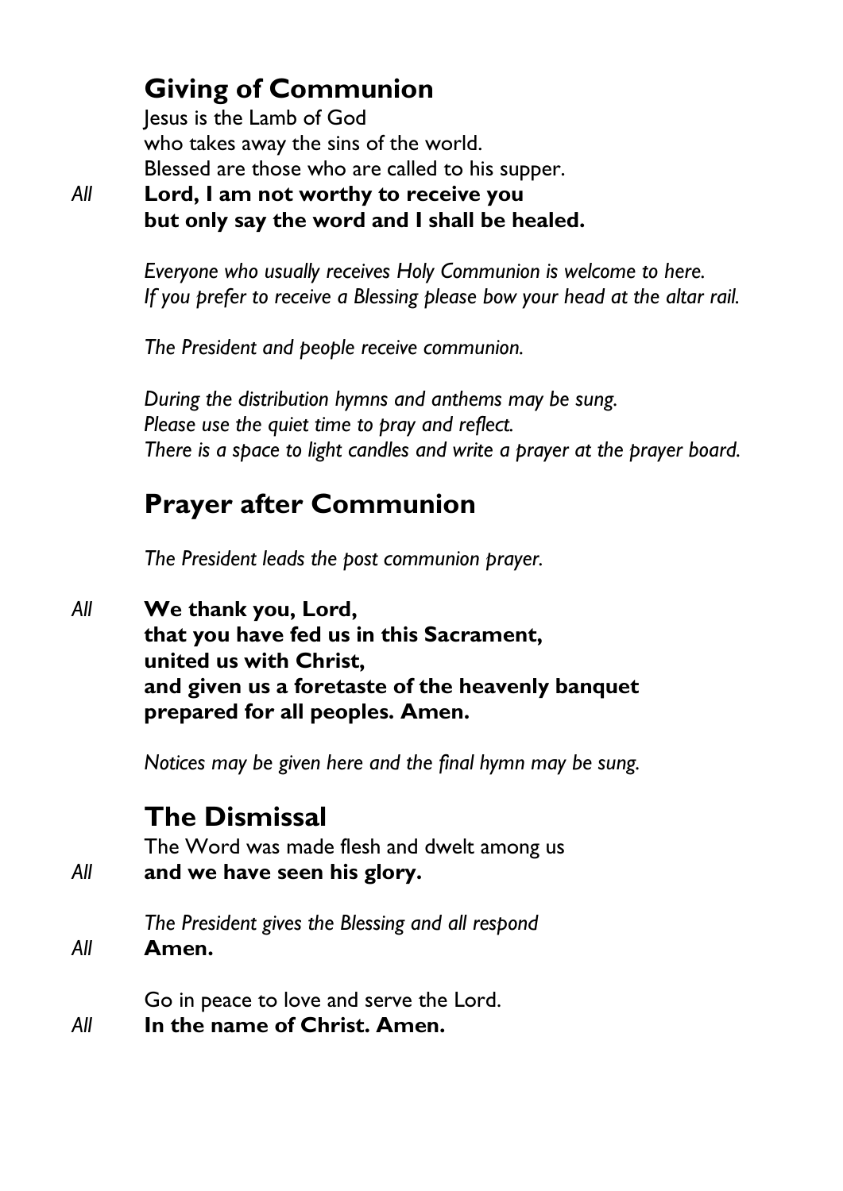## Giving of Communion

Jesus is the Lamb of God
who takes away the sins of the world.
Blessed are those who are called to his supper.

*All* **Lord, I am not worthy to receive you**
**but only say the word and I shall be healed.**

*Everyone who usually receives Holy Communion is welcome to here.*
*If you prefer to receive a Blessing please bow your head at the altar rail.*

*The President and people receive communion.*

*During the distribution hymns and anthems may be sung.*
*Please use the quiet time to pray and reflect.*
*There is a space to light candles and write a prayer at the prayer board.*

## Prayer after Communion

*The President leads the post communion prayer.*

*All* **We thank you, Lord,**
**that you have fed us in this Sacrament,**
**united us with Christ,**
**and given us a foretaste of the heavenly banquet**
**prepared for all peoples. Amen.**

*Notices may be given here and the final hymn may be sung.*

## The Dismissal

The Word was made flesh and dwelt among us

*All* **and we have seen his glory.**

*The President gives the Blessing and all respond*

*All* **Amen.**

Go in peace to love and serve the Lord.

*All* **In the name of Christ. Amen.**